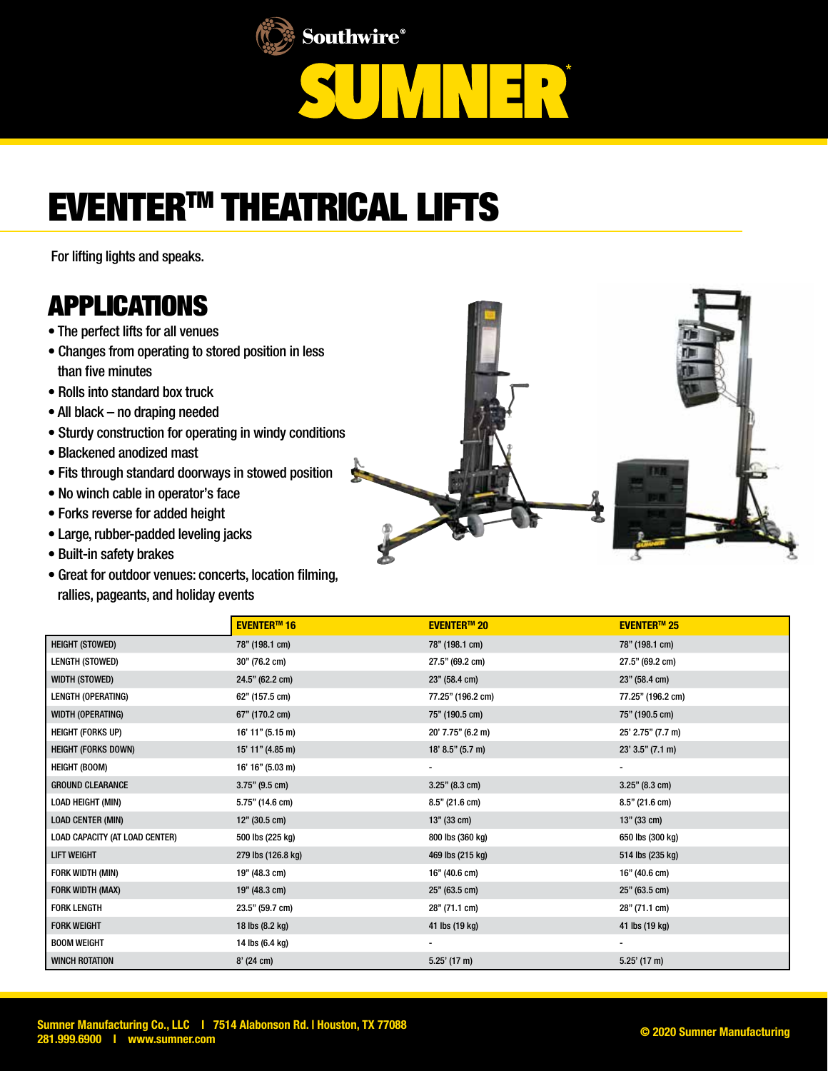# Southwire®

# SUMNER®

## EVENTER™ THEATRICAL LIFTS

For lifting lights and speaks.

## APPLICATIONS

- The perfect lifts for all venues
- Changes from operating to stored position in less than five minutes
- Rolls into standard box truck
- All black – no draping needed
- Sturdy construction for operating in windy conditions
- Blackened anodized mast
- Fits through standard doorways in stowed position
- No winch cable in operator's face
- Forks reverse for added height
- Large, rubber-padded leveling jacks
- Built-in safety brakes
- Great for outdoor venues: concerts, location filming, rallies, pageants, and holiday events

| | EVENTER™ 16 | EVENTER™ 20 | EVENTER™ 25 |
|---|---|---|---|
| HEIGHT (STOWED) | 78" (198.1 cm) | 78" (198.1 cm) | 78" (198.1 cm) |
| LENGTH (STOWED) | 30" (76.2 cm) | 27.5" (69.2 cm) | 27.5" (69.2 cm) |
| WIDTH (STOWED) | 24.5" (62.2 cm) | 23" (58.4 cm) | 23" (58.4 cm) |
| LENGTH (OPERATING) | 62" (157.5 cm) | 77.25" (196.2 cm) | 77.25" (196.2 cm) |
| WIDTH (OPERATING) | 67" (170.2 cm) | 75" (190.5 cm) | 75" (190.5 cm) |
| HEIGHT (FORKS UP) | 16' 11" (5.15 m) | 20' 7.75" (6.2 m) | 25' 2.75" (7.7 m) |
| HEIGHT (FORKS DOWN) | 15' 11" (4.85 m) | 18' 8.5" (5.7 m) | 23' 3.5" (7.1 m) |
| HEIGHT (BOOM) | 16' 16" (5.03 m) | - | - |
| GROUND CLEARANCE | 3.75" (9.5 cm) | 3.25" (8.3 cm) | 3.25" (8.3 cm) |
| LOAD HEIGHT (MIN) | 5.75" (14.6 cm) | 8.5" (21.6 cm) | 8.5" (21.6 cm) |
| LOAD CENTER (MIN) | 12" (30.5 cm) | 13" (33 cm) | 13" (33 cm) |
| LOAD CAPACITY (AT LOAD CENTER) | 500 lbs (225 kg) | 800 lbs (360 kg) | 650 lbs (300 kg) |
| LIFT WEIGHT | 279 lbs (126.8 kg) | 469 lbs (215 kg) | 514 lbs (235 kg) |
| FORK WIDTH (MIN) | 19" (48.3 cm) | 16" (40.6 cm) | 16" (40.6 cm) |
| FORK WIDTH (MAX) | 19" (48.3 cm) | 25" (63.5 cm) | 25" (63.5 cm) |
| FORK LENGTH | 23.5" (59.7 cm) | 28" (71.1 cm) | 28" (71.1 cm) |
| FORK WEIGHT | 18 lbs (8.2 kg) | 41 lbs (19 kg) | 41 lbs (19 kg) |
| BOOM WEIGHT | 14 lbs (6.4 kg) | - | - |
| WINCH ROTATION | 8' (24 cm) | 5.25' (17 m) | 5.25' (17 m) |

Sumner Manufacturing Co., LLC | 7514 Alabonson Rd. | Houston, TX 77088
281.999.6900 | www.sumner.com

© 2020 Sumner Manufacturing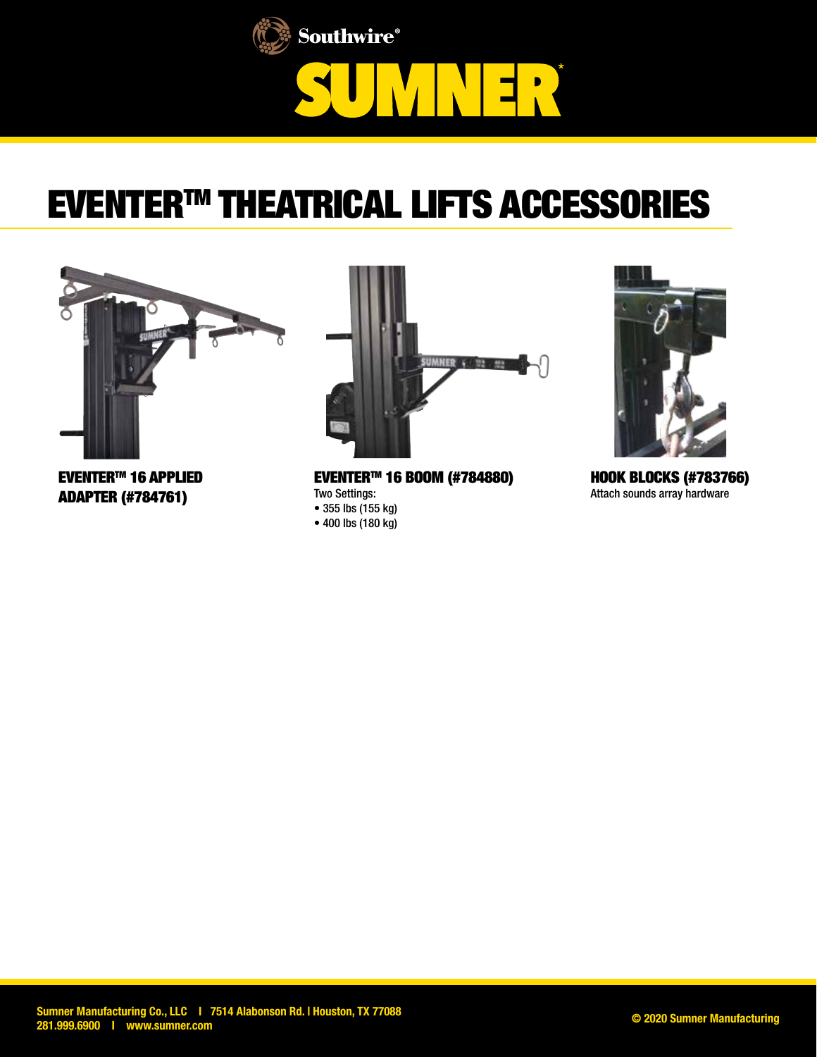# EVENTER™ THEATRICAL LIFTS ACCESSORIES

**EVENTER™ 16 APPLIED ADAPTER (#784761)**

**EVENTER™ 16 BOOM (#784880)**

Two Settings:

- 355 lbs (155 kg)
- 400 lbs (180 kg)

**HOOK BLOCKS (#783766)**

Attach sounds array hardware

Sumner Manufacturing Co., LLC | 7514 Alabonson Rd. | Houston, TX 77088
281.999.6900 | www.sumner.com

© 2020 Sumner Manufacturing